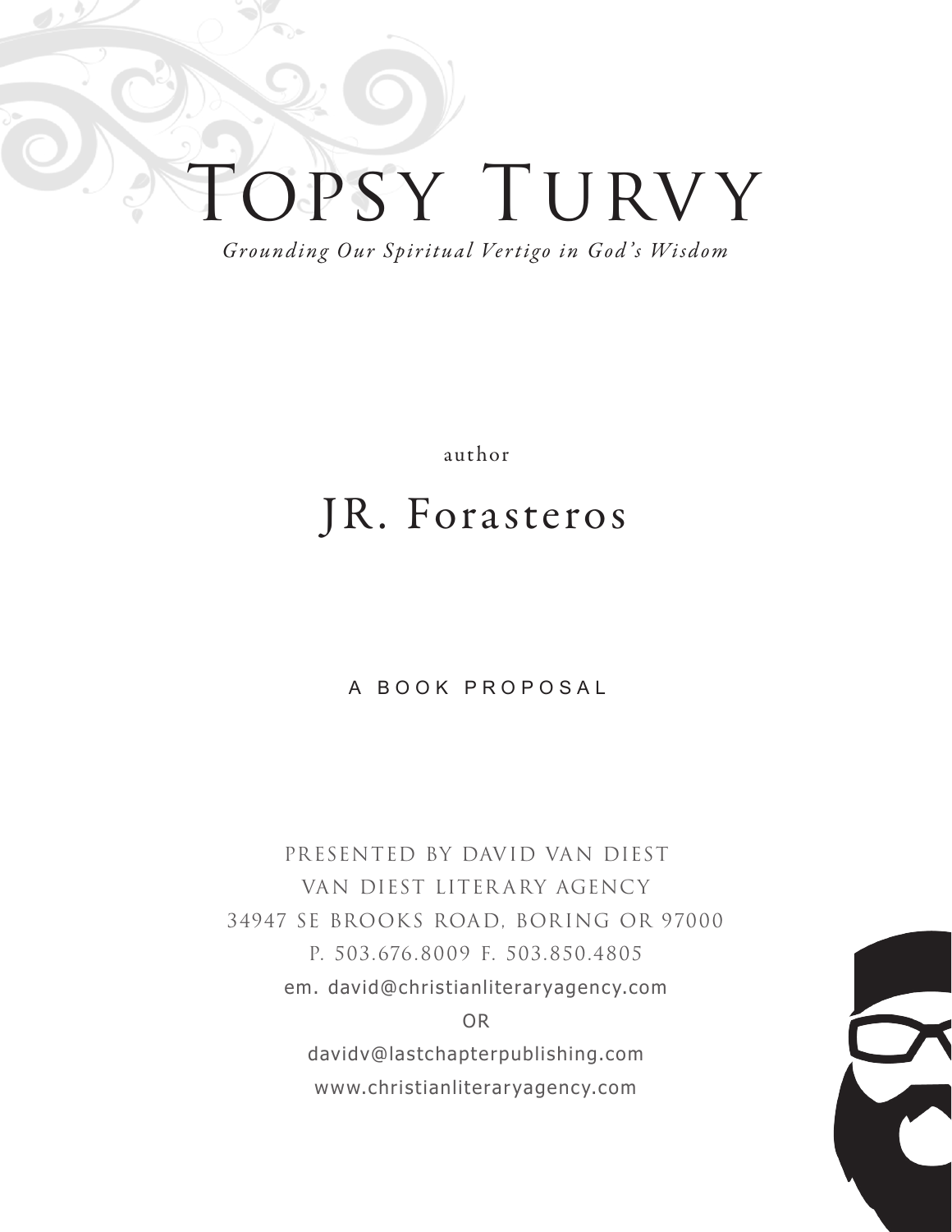# Topsy Turvy

*Grounding Our Spiritual Vertigo in God's Wisdom*

author

## JR. Forasteros

A BOOK PROPOSAL

PRESENTED BY DAVID VAN DIEST
VAN DIEST LITERARY AGENCY
34947 SE BROOKS ROAD, BORING OR 97000
P. 503.676.8009 F. 503.850.4805
em. david@christianliteraryagency.com
OR
davidv@lastchapterpublishing.com
www.christianliteraryagency.com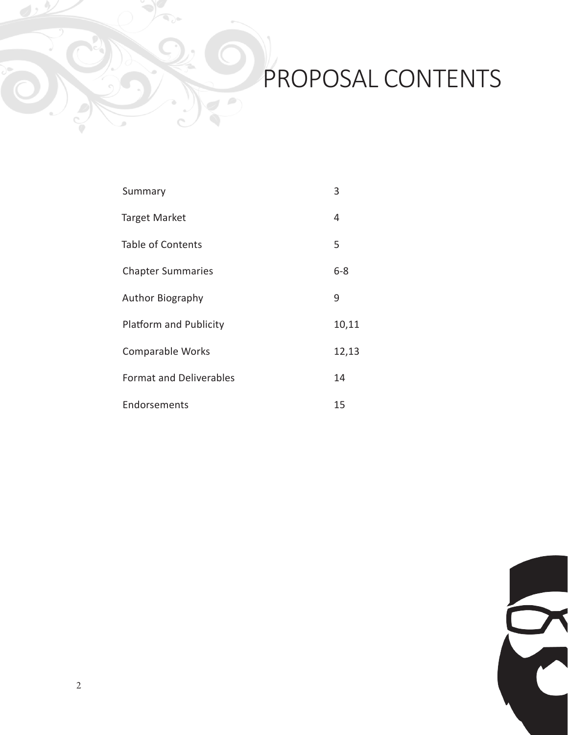# PROPOSAL CONTENTS

| | |
|---|---|
| Summary | 3 |
| Target Market | 4 |
| Table of Contents | 5 |
| Chapter Summaries | 6-8 |
| Author Biography | 9 |
| Platform and Publicity | 10,11 |
| Comparable Works | 12,13 |
| Format and Deliverables | 14 |
| Endorsements | 15 |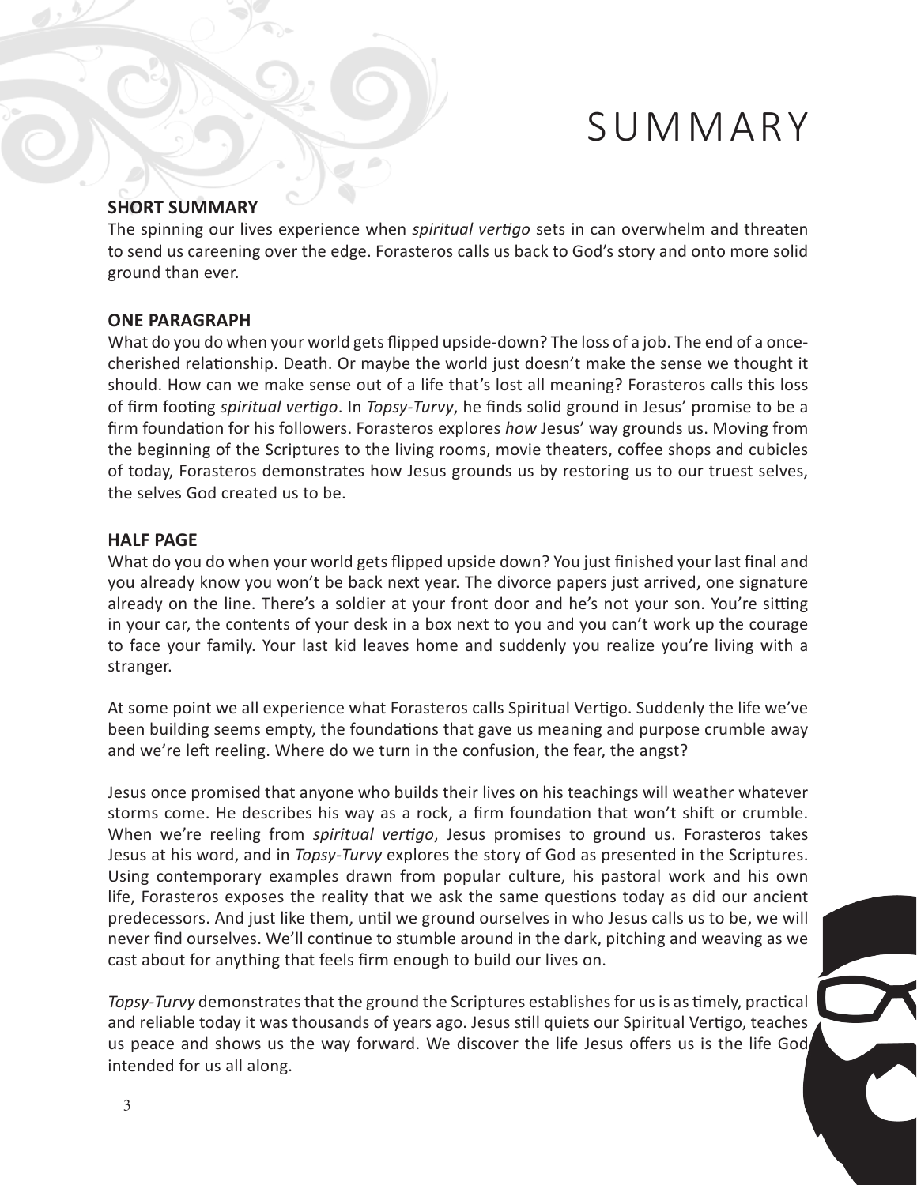# SUMMARY

**SHORT SUMMARY**

The spinning our lives experience when *spiritual vertigo* sets in can overwhelm and threaten to send us careening over the edge. Forasteros calls us back to God's story and onto more solid ground than ever.

**ONE PARAGRAPH**

What do you do when your world gets flipped upside-down? The loss of a job. The end of a once-cherished relationship. Death. Or maybe the world just doesn't make the sense we thought it should. How can we make sense out of a life that's lost all meaning? Forasteros calls this loss of firm footing *spiritual vertigo*. In *Topsy-Turvy*, he finds solid ground in Jesus' promise to be a firm foundation for his followers. Forasteros explores *how* Jesus' way grounds us. Moving from the beginning of the Scriptures to the living rooms, movie theaters, coffee shops and cubicles of today, Forasteros demonstrates how Jesus grounds us by restoring us to our truest selves, the selves God created us to be.

**HALF PAGE**

What do you do when your world gets flipped upside down? You just finished your last final and you already know you won't be back next year. The divorce papers just arrived, one signature already on the line. There's a soldier at your front door and he's not your son. You're sitting in your car, the contents of your desk in a box next to you and you can't work up the courage to face your family. Your last kid leaves home and suddenly you realize you're living with a stranger.

At some point we all experience what Forasteros calls Spiritual Vertigo. Suddenly the life we've been building seems empty, the foundations that gave us meaning and purpose crumble away and we're left reeling. Where do we turn in the confusion, the fear, the angst?

Jesus once promised that anyone who builds their lives on his teachings will weather whatever storms come. He describes his way as a rock, a firm foundation that won't shift or crumble. When we're reeling from *spiritual vertigo*, Jesus promises to ground us. Forasteros takes Jesus at his word, and in *Topsy-Turvy* explores the story of God as presented in the Scriptures. Using contemporary examples drawn from popular culture, his pastoral work and his own life, Forasteros exposes the reality that we ask the same questions today as did our ancient predecessors. And just like them, until we ground ourselves in who Jesus calls us to be, we will never find ourselves. We'll continue to stumble around in the dark, pitching and weaving as we cast about for anything that feels firm enough to build our lives on.

*Topsy-Turvy* demonstrates that the ground the Scriptures establishes for us is as timely, practical and reliable today it was thousands of years ago. Jesus still quiets our Spiritual Vertigo, teaches us peace and shows us the way forward. We discover the life Jesus offers us is the life God intended for us all along.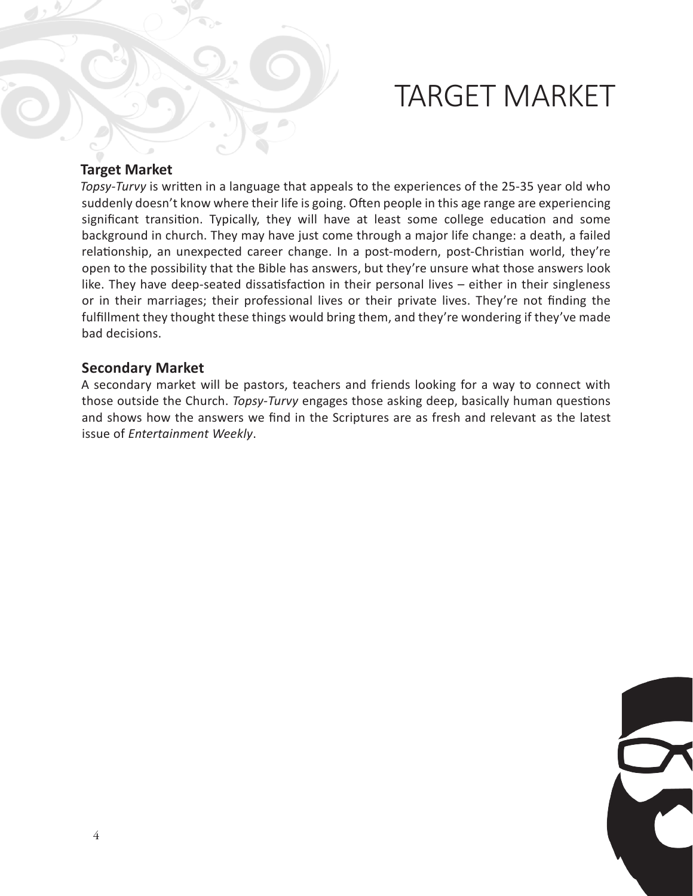# TARGET MARKET

## Target Market

*Topsy-Turvy* is written in a language that appeals to the experiences of the 25-35 year old who suddenly doesn't know where their life is going. Often people in this age range are experiencing significant transition. Typically, they will have at least some college education and some background in church. They may have just come through a major life change: a death, a failed relationship, an unexpected career change. In a post-modern, post-Christian world, they're open to the possibility that the Bible has answers, but they're unsure what those answers look like. They have deep-seated dissatisfaction in their personal lives – either in their singleness or in their marriages; their professional lives or their private lives. They're not finding the fulfillment they thought these things would bring them, and they're wondering if they've made bad decisions.

## Secondary Market

A secondary market will be pastors, teachers and friends looking for a way to connect with those outside the Church. *Topsy-Turvy* engages those asking deep, basically human questions and shows how the answers we find in the Scriptures are as fresh and relevant as the latest issue of *Entertainment Weekly*.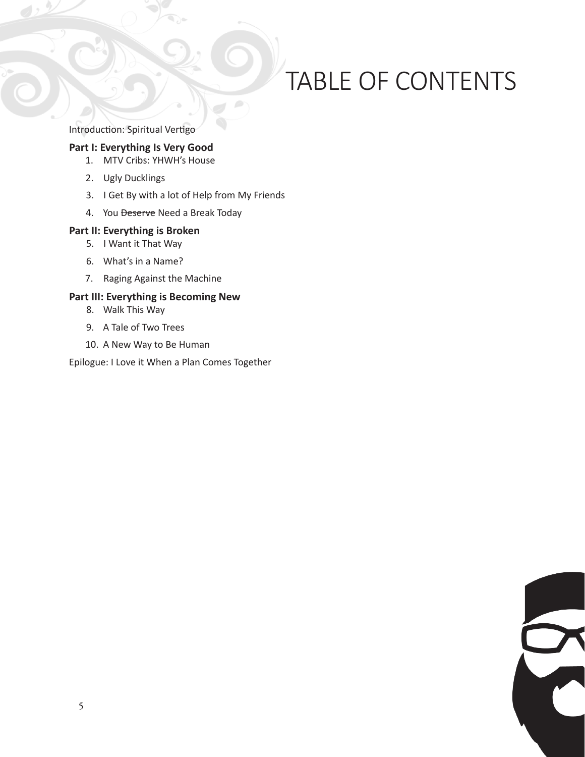# TABLE OF CONTENTS

Introduction: Spiritual Vertigo

**Part I: Everything Is Very Good**

1. MTV Cribs: YHWH's House
2. Ugly Ducklings
3. I Get By with a lot of Help from My Friends
4. You ~~Deserve~~ Need a Break Today

**Part II: Everything is Broken**

5. I Want it That Way
6. What's in a Name?
7. Raging Against the Machine

**Part III: Everything is Becoming New**

8. Walk This Way
9. A Tale of Two Trees
10. A New Way to Be Human

Epilogue: I Love it When a Plan Comes Together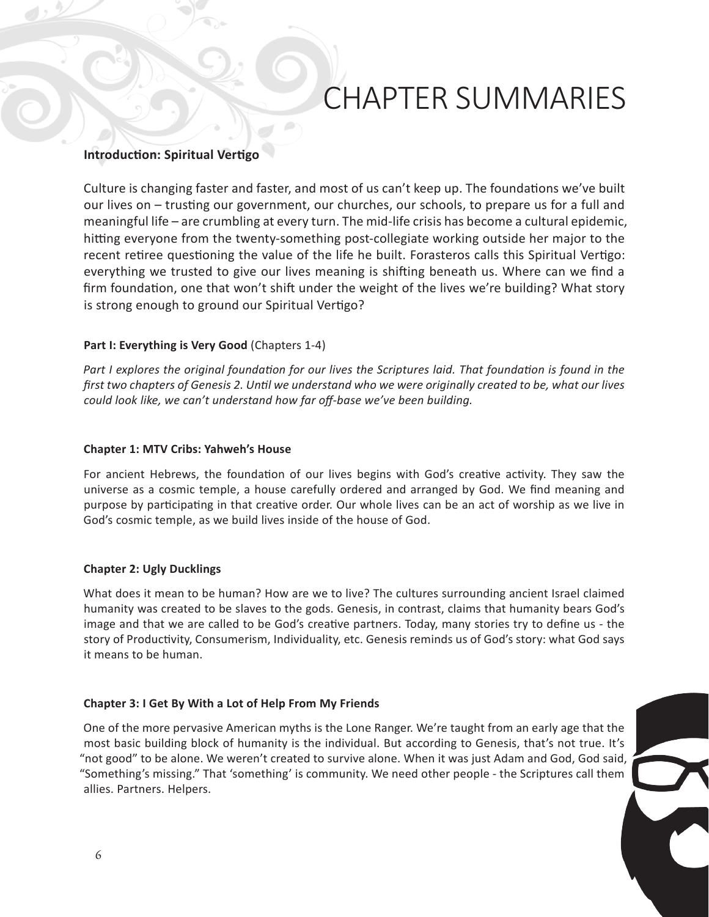# CHAPTER SUMMARIES

**Introduction: Spiritual Vertigo**

Culture is changing faster and faster, and most of us can't keep up. The foundations we've built our lives on – trusting our government, our churches, our schools, to prepare us for a full and meaningful life – are crumbling at every turn. The mid-life crisis has become a cultural epidemic, hitting everyone from the twenty-something post-collegiate working outside her major to the recent retiree questioning the value of the life he built. Forasteros calls this Spiritual Vertigo: everything we trusted to give our lives meaning is shifting beneath us. Where can we find a firm foundation, one that won't shift under the weight of the lives we're building? What story is strong enough to ground our Spiritual Vertigo?

**Part I: Everything is Very Good** (Chapters 1-4)

*Part I explores the original foundation for our lives the Scriptures laid. That foundation is found in the first two chapters of Genesis 2. Until we understand who we were originally created to be, what our lives could look like, we can't understand how far off-base we've been building.*

**Chapter 1: MTV Cribs: Yahweh's House**

For ancient Hebrews, the foundation of our lives begins with God's creative activity. They saw the universe as a cosmic temple, a house carefully ordered and arranged by God. We find meaning and purpose by participating in that creative order. Our whole lives can be an act of worship as we live in God's cosmic temple, as we build lives inside of the house of God.

**Chapter 2: Ugly Ducklings**

What does it mean to be human? How are we to live? The cultures surrounding ancient Israel claimed humanity was created to be slaves to the gods. Genesis, in contrast, claims that humanity bears God's image and that we are called to be God's creative partners. Today, many stories try to define us - the story of Productivity, Consumerism, Individuality, etc. Genesis reminds us of God's story: what God says it means to be human.

**Chapter 3: I Get By With a Lot of Help From My Friends**

One of the more pervasive American myths is the Lone Ranger. We're taught from an early age that the most basic building block of humanity is the individual. But according to Genesis, that's not true. It's "not good" to be alone. We weren't created to survive alone. When it was just Adam and God, God said, "Something's missing." That 'something' is community. We need other people - the Scriptures call them allies. Partners. Helpers.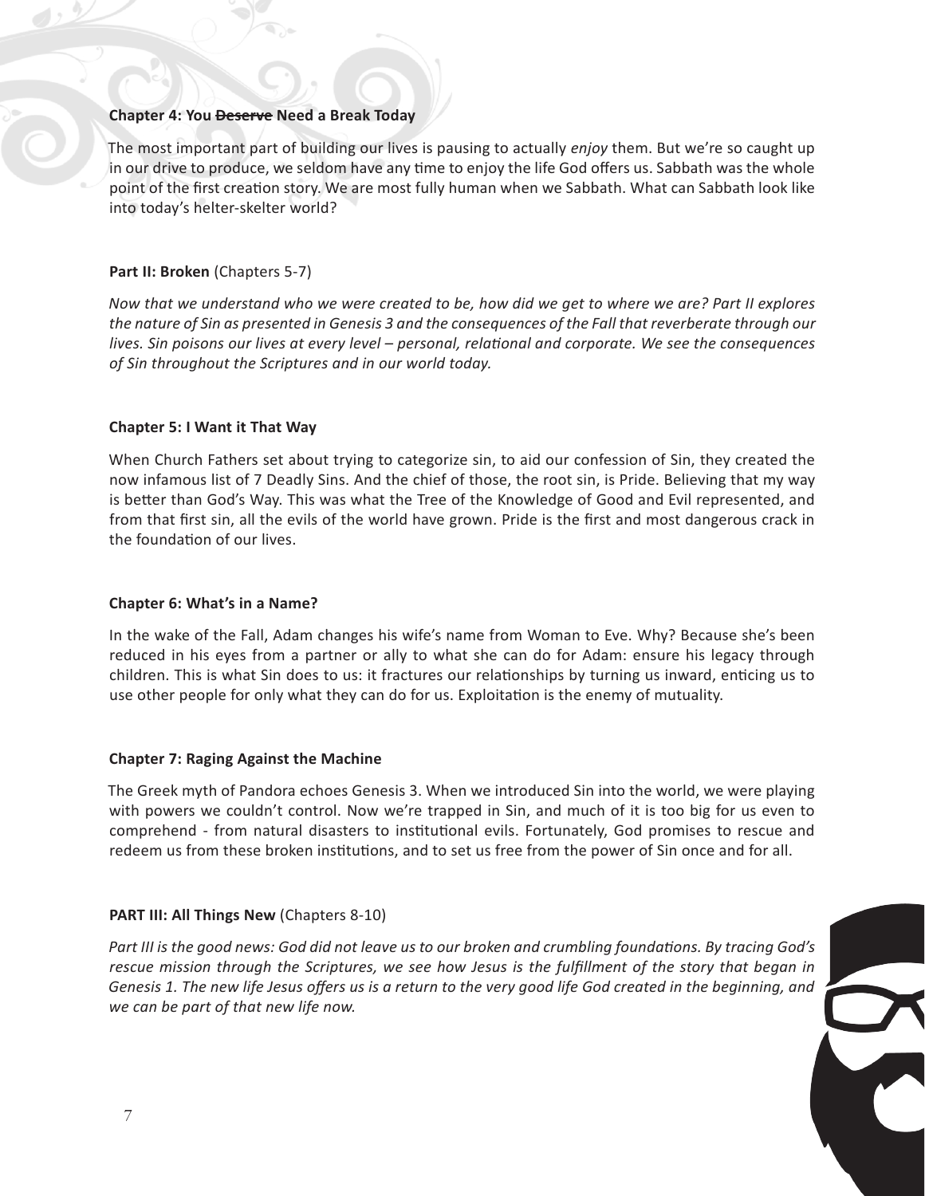**Chapter 4: You ~~Deserve~~ Need a Break Today**

The most important part of building our lives is pausing to actually *enjoy* them. But we're so caught up in our drive to produce, we seldom have any time to enjoy the life God offers us. Sabbath was the whole point of the first creation story. We are most fully human when we Sabbath. What can Sabbath look like into today's helter-skelter world?

**Part II: Broken** (Chapters 5-7)

*Now that we understand who we were created to be, how did we get to where we are? Part II explores the nature of Sin as presented in Genesis 3 and the consequences of the Fall that reverberate through our lives. Sin poisons our lives at every level – personal, relational and corporate. We see the consequences of Sin throughout the Scriptures and in our world today.*

**Chapter 5: I Want it That Way**

When Church Fathers set about trying to categorize sin, to aid our confession of Sin, they created the now infamous list of 7 Deadly Sins. And the chief of those, the root sin, is Pride. Believing that my way is better than God's Way. This was what the Tree of the Knowledge of Good and Evil represented, and from that first sin, all the evils of the world have grown. Pride is the first and most dangerous crack in the foundation of our lives.

**Chapter 6: What's in a Name?**

In the wake of the Fall, Adam changes his wife's name from Woman to Eve. Why? Because she's been reduced in his eyes from a partner or ally to what she can do for Adam: ensure his legacy through children. This is what Sin does to us: it fractures our relationships by turning us inward, enticing us to use other people for only what they can do for us. Exploitation is the enemy of mutuality.

**Chapter 7: Raging Against the Machine**

The Greek myth of Pandora echoes Genesis 3. When we introduced Sin into the world, we were playing with powers we couldn't control. Now we're trapped in Sin, and much of it is too big for us even to comprehend - from natural disasters to institutional evils. Fortunately, God promises to rescue and redeem us from these broken institutions, and to set us free from the power of Sin once and for all.

**PART III: All Things New** (Chapters 8-10)

*Part III is the good news: God did not leave us to our broken and crumbling foundations. By tracing God's rescue mission through the Scriptures, we see how Jesus is the fulfillment of the story that began in Genesis 1. The new life Jesus offers us is a return to the very good life God created in the beginning, and we can be part of that new life now.*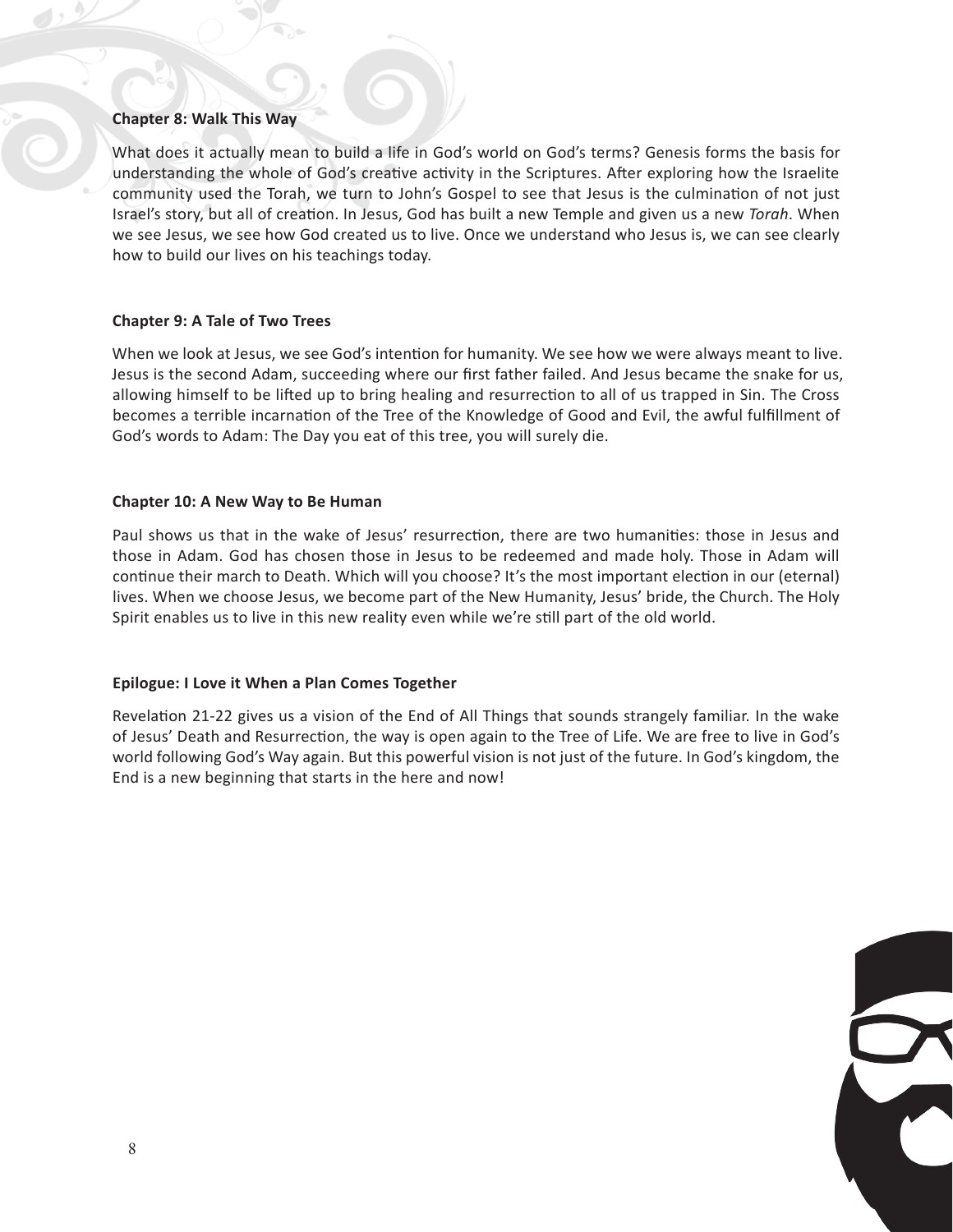**Chapter 8: Walk This Way**

What does it actually mean to build a life in God's world on God's terms? Genesis forms the basis for understanding the whole of God's creative activity in the Scriptures. After exploring how the Israelite community used the Torah, we turn to John's Gospel to see that Jesus is the culmination of not just Israel's story, but all of creation. In Jesus, God has built a new Temple and given us a new *Torah*. When we see Jesus, we see how God created us to live. Once we understand who Jesus is, we can see clearly how to build our lives on his teachings today.

**Chapter 9: A Tale of Two Trees**

When we look at Jesus, we see God's intention for humanity. We see how we were always meant to live. Jesus is the second Adam, succeeding where our first father failed. And Jesus became the snake for us, allowing himself to be lifted up to bring healing and resurrection to all of us trapped in Sin. The Cross becomes a terrible incarnation of the Tree of the Knowledge of Good and Evil, the awful fulfillment of God's words to Adam: The Day you eat of this tree, you will surely die.

**Chapter 10: A New Way to Be Human**

Paul shows us that in the wake of Jesus' resurrection, there are two humanities: those in Jesus and those in Adam. God has chosen those in Jesus to be redeemed and made holy. Those in Adam will continue their march to Death. Which will you choose? It's the most important election in our (eternal) lives. When we choose Jesus, we become part of the New Humanity, Jesus' bride, the Church. The Holy Spirit enables us to live in this new reality even while we're still part of the old world.

**Epilogue: I Love it When a Plan Comes Together**

Revelation 21-22 gives us a vision of the End of All Things that sounds strangely familiar. In the wake of Jesus' Death and Resurrection, the way is open again to the Tree of Life. We are free to live in God's world following God's Way again. But this powerful vision is not just of the future. In God's kingdom, the End is a new beginning that starts in the here and now!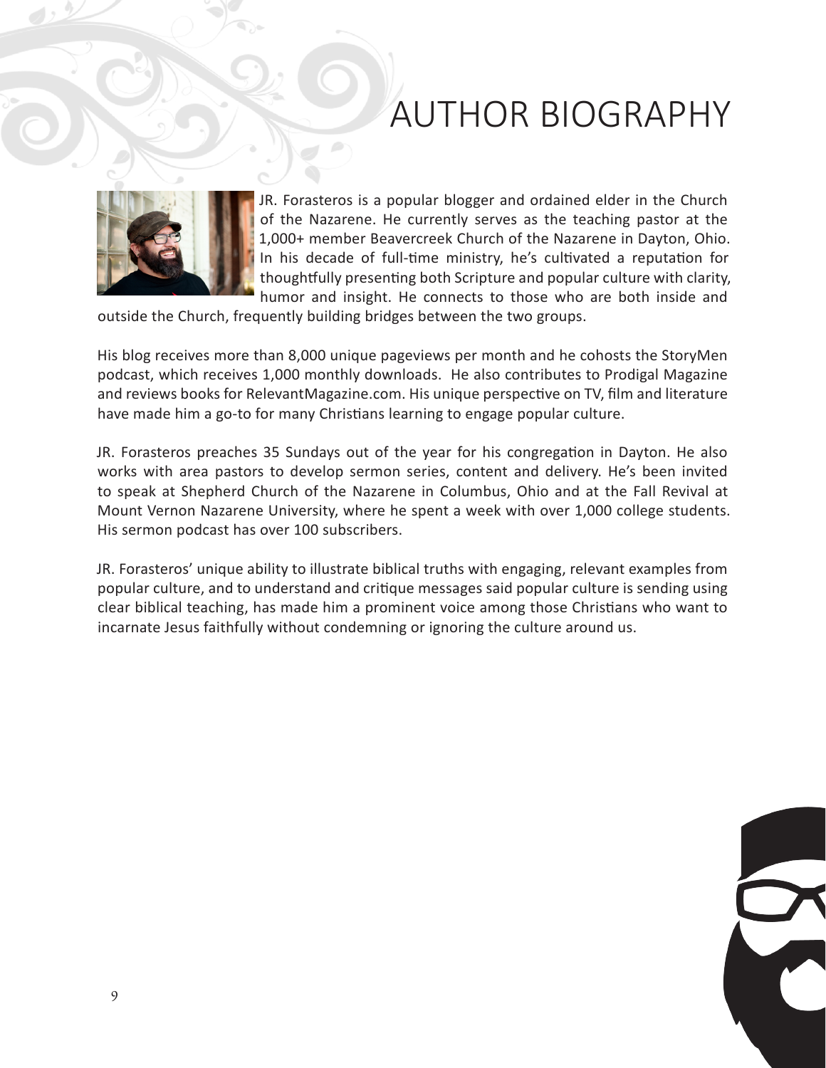# AUTHOR BIOGRAPHY

JR. Forasteros is a popular blogger and ordained elder in the Church of the Nazarene. He currently serves as the teaching pastor at the 1,000+ member Beavercreek Church of the Nazarene in Dayton, Ohio. In his decade of full-time ministry, he's cultivated a reputation for thoughtfully presenting both Scripture and popular culture with clarity, humor and insight. He connects to those who are both inside and outside the Church, frequently building bridges between the two groups.

His blog receives more than 8,000 unique pageviews per month and he cohosts the StoryMen podcast, which receives 1,000 monthly downloads. He also contributes to Prodigal Magazine and reviews books for RelevantMagazine.com. His unique perspective on TV, film and literature have made him a go-to for many Christians learning to engage popular culture.

JR. Forasteros preaches 35 Sundays out of the year for his congregation in Dayton. He also works with area pastors to develop sermon series, content and delivery. He's been invited to speak at Shepherd Church of the Nazarene in Columbus, Ohio and at the Fall Revival at Mount Vernon Nazarene University, where he spent a week with over 1,000 college students. His sermon podcast has over 100 subscribers.

JR. Forasteros' unique ability to illustrate biblical truths with engaging, relevant examples from popular culture, and to understand and critique messages said popular culture is sending using clear biblical teaching, has made him a prominent voice among those Christians who want to incarnate Jesus faithfully without condemning or ignoring the culture around us.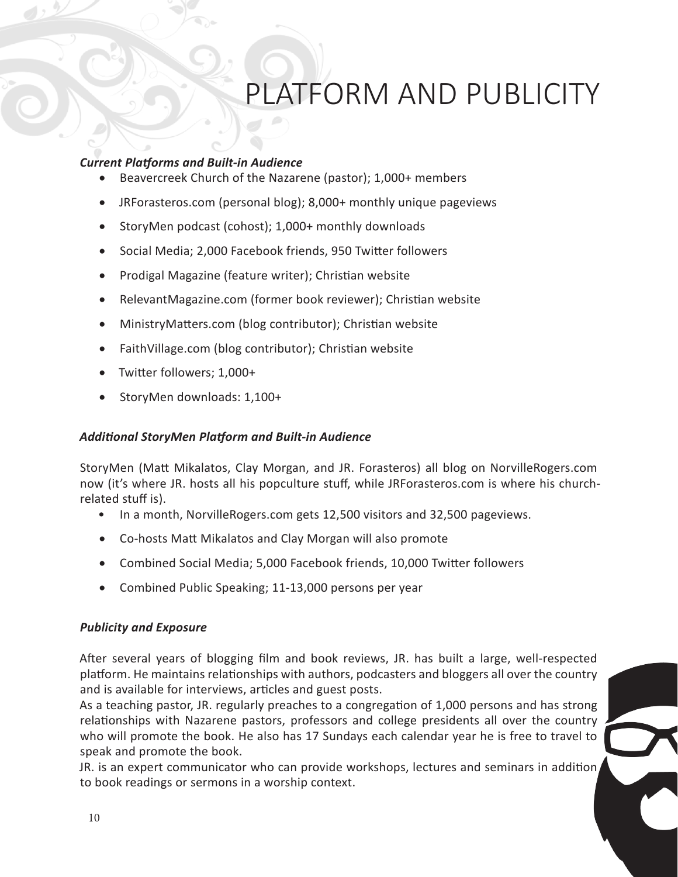# PLATFORM AND PUBLICITY

***Current Platforms and Built-in Audience***

- Beavercreek Church of the Nazarene (pastor); 1,000+ members
- JRForasteros.com (personal blog); 8,000+ monthly unique pageviews
- StoryMen podcast (cohost); 1,000+ monthly downloads
- Social Media; 2,000 Facebook friends, 950 Twitter followers
- Prodigal Magazine (feature writer); Christian website
- RelevantMagazine.com (former book reviewer); Christian website
- MinistryMatters.com (blog contributor); Christian website
- FaithVillage.com (blog contributor); Christian website
- Twitter followers; 1,000+
- StoryMen downloads: 1,100+

***Additional StoryMen Platform and Built-in Audience***

StoryMen (Matt Mikalatos, Clay Morgan, and JR. Forasteros) all blog on NorvilleRogers.com now (it's where JR. hosts all his popculture stuff, while JRForasteros.com is where his church-related stuff is).

- In a month, NorvilleRogers.com gets 12,500 visitors and 32,500 pageviews.
- Co-hosts Matt Mikalatos and Clay Morgan will also promote
- Combined Social Media; 5,000 Facebook friends, 10,000 Twitter followers
- Combined Public Speaking; 11-13,000 persons per year

***Publicity and Exposure***

After several years of blogging film and book reviews, JR. has built a large, well-respected platform. He maintains relationships with authors, podcasters and bloggers all over the country and is available for interviews, articles and guest posts.

As a teaching pastor, JR. regularly preaches to a congregation of 1,000 persons and has strong relationships with Nazarene pastors, professors and college presidents all over the country who will promote the book. He also has 17 Sundays each calendar year he is free to travel to speak and promote the book.

JR. is an expert communicator who can provide workshops, lectures and seminars in addition to book readings or sermons in a worship context.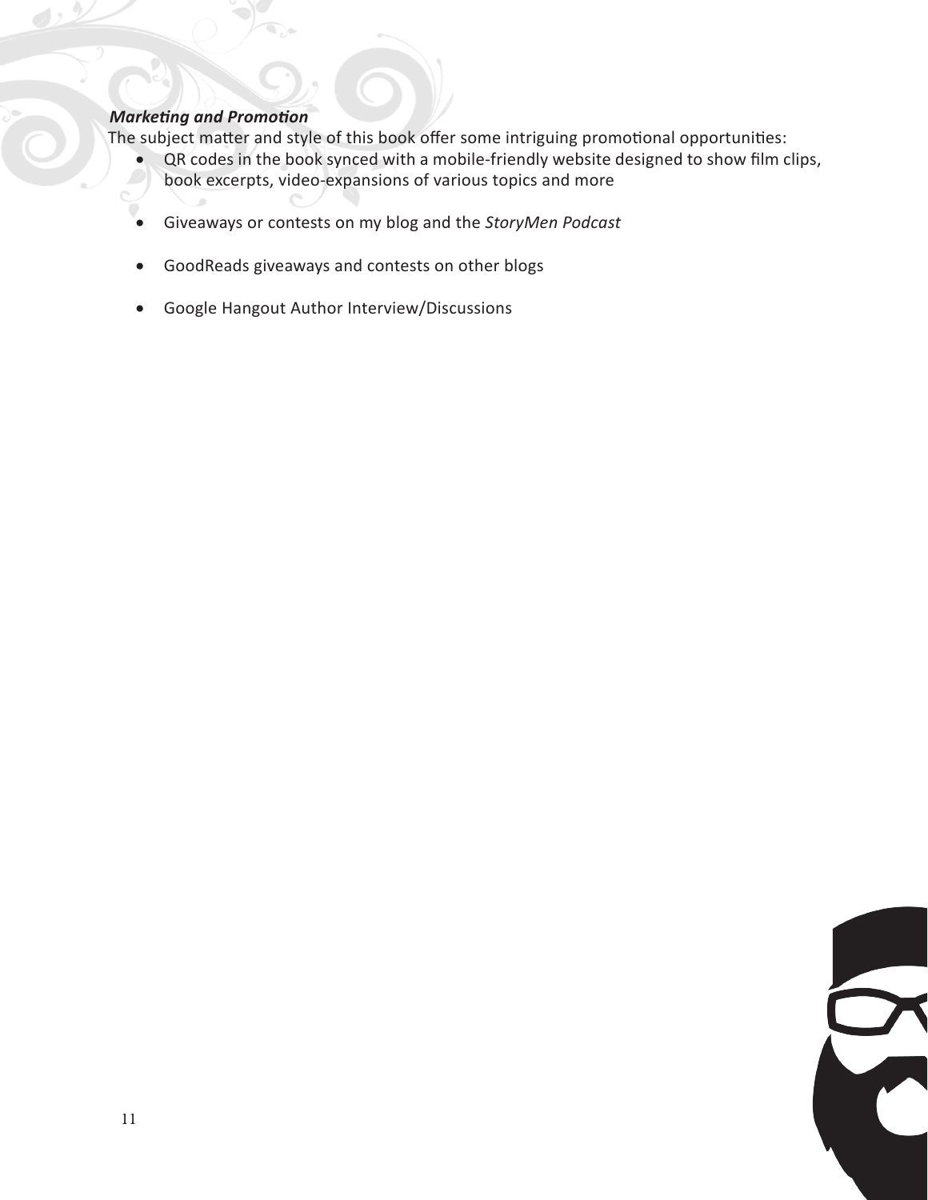***Marketing and Promotion***

The subject matter and style of this book offer some intriguing promotional opportunities:

- QR codes in the book synced with a mobile-friendly website designed to show film clips, book excerpts, video-expansions of various topics and more
- Giveaways or contests on my blog and the *StoryMen Podcast*
- GoodReads giveaways and contests on other blogs
- Google Hangout Author Interview/Discussions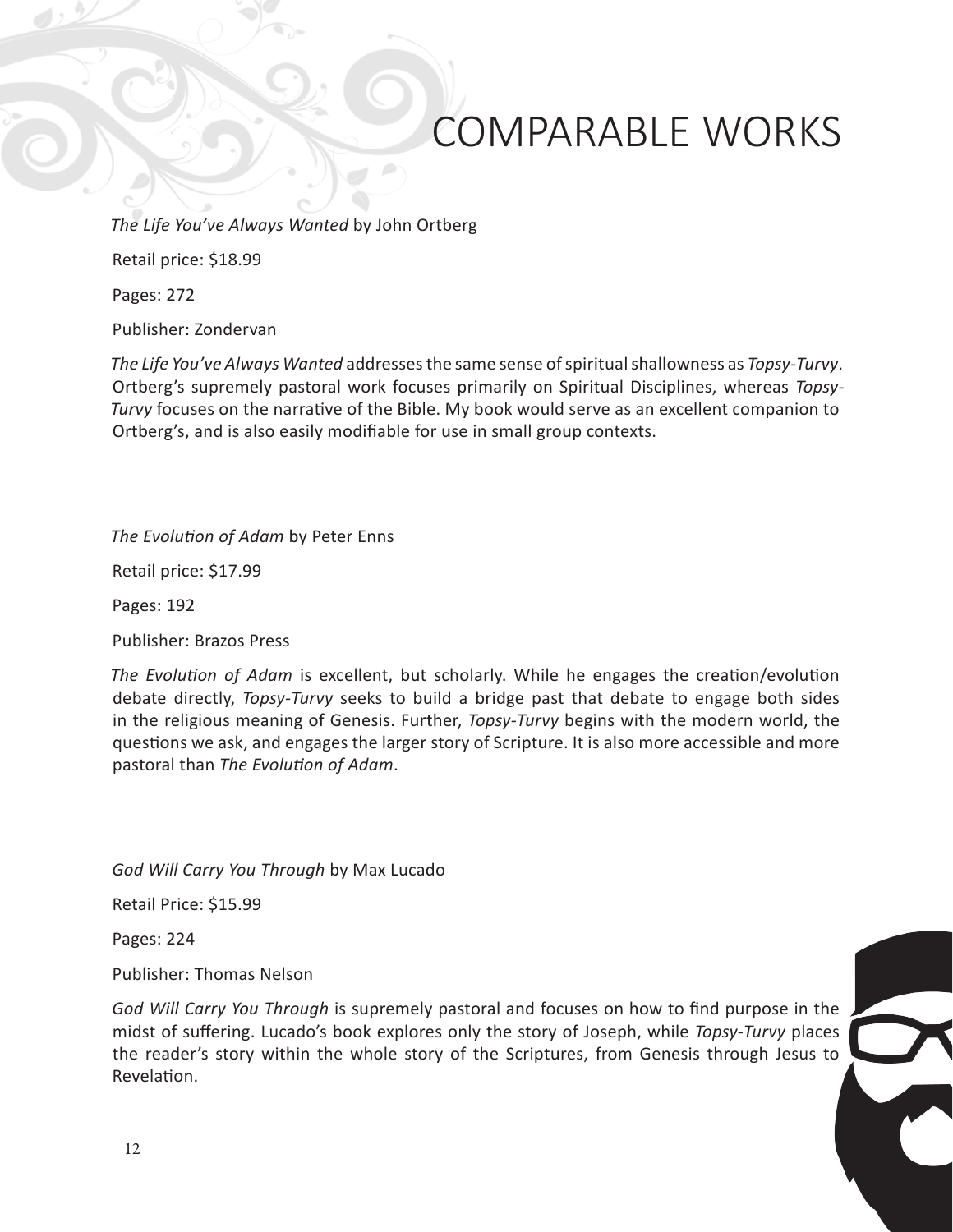# COMPARABLE WORKS

*The Life You've Always Wanted* by John Ortberg

Retail price: $18.99

Pages: 272

Publisher: Zondervan

*The Life You've Always Wanted* addresses the same sense of spiritual shallowness as *Topsy-Turvy*. Ortberg's supremely pastoral work focuses primarily on Spiritual Disciplines, whereas *Topsy-Turvy* focuses on the narrative of the Bible. My book would serve as an excellent companion to Ortberg's, and is also easily modifiable for use in small group contexts.

*The Evolution of Adam* by Peter Enns

Retail price: $17.99

Pages: 192

Publisher: Brazos Press

*The Evolution of Adam* is excellent, but scholarly. While he engages the creation/evolution debate directly, *Topsy-Turvy* seeks to build a bridge past that debate to engage both sides in the religious meaning of Genesis. Further, *Topsy-Turvy* begins with the modern world, the questions we ask, and engages the larger story of Scripture. It is also more accessible and more pastoral than *The Evolution of Adam*.

*God Will Carry You Through* by Max Lucado

Retail Price: $15.99

Pages: 224

Publisher: Thomas Nelson

*God Will Carry You Through* is supremely pastoral and focuses on how to find purpose in the midst of suffering. Lucado's book explores only the story of Joseph, while *Topsy-Turvy* places the reader's story within the whole story of the Scriptures, from Genesis through Jesus to Revelation.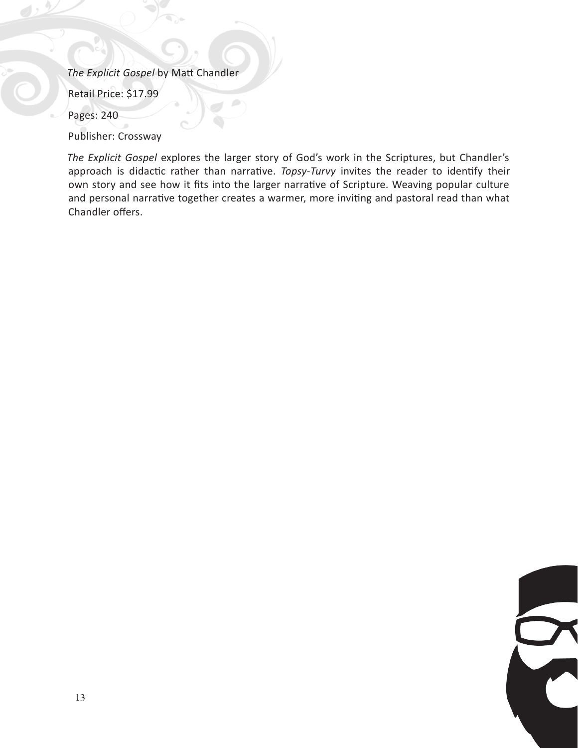*The Explicit Gospel* by Matt Chandler

Retail Price: $17.99

Pages: 240

Publisher: Crossway

*The Explicit Gospel* explores the larger story of God's work in the Scriptures, but Chandler's approach is didactic rather than narrative. *Topsy-Turvy* invites the reader to identify their own story and see how it fits into the larger narrative of Scripture. Weaving popular culture and personal narrative together creates a warmer, more inviting and pastoral read than what Chandler offers.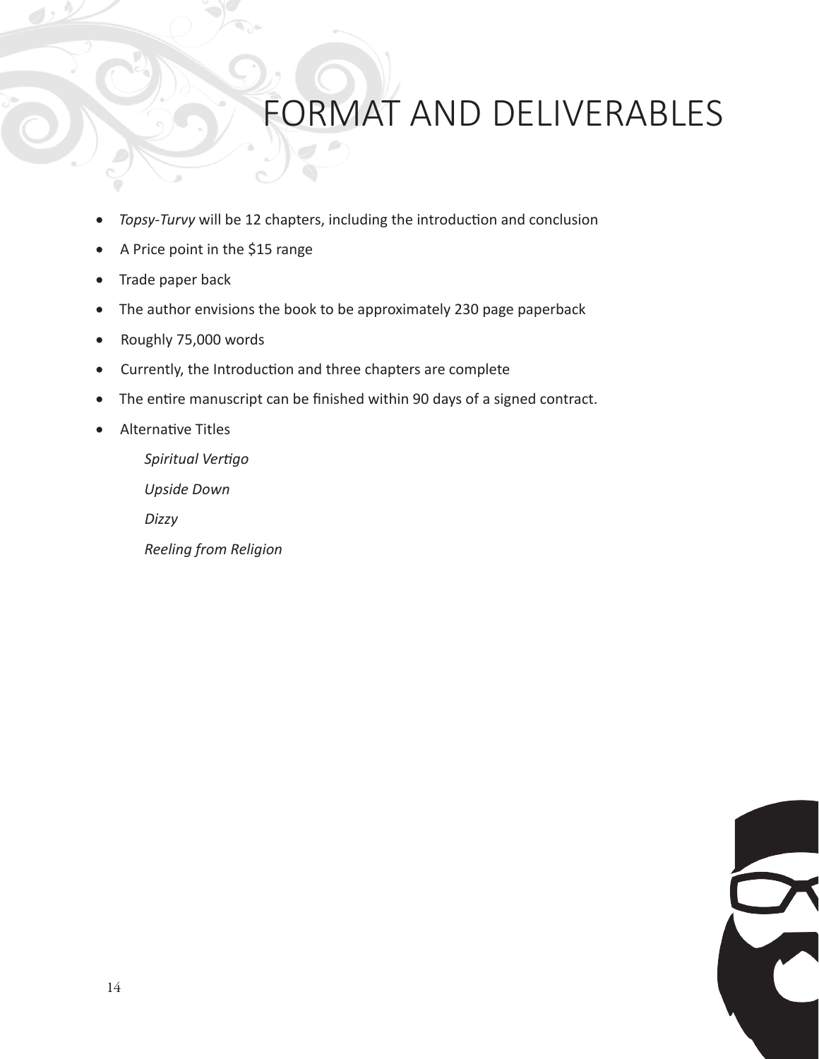# FORMAT AND DELIVERABLES

- *Topsy-Turvy* will be 12 chapters, including the introduction and conclusion
- A Price point in the $15 range
- Trade paper back
- The author envisions the book to be approximately 230 page paperback
- Roughly 75,000 words
- Currently, the Introduction and three chapters are complete
- The entire manuscript can be finished within 90 days of a signed contract.
- Alternative Titles

  *Spiritual Vertigo*

  *Upside Down*

  *Dizzy*

  *Reeling from Religion*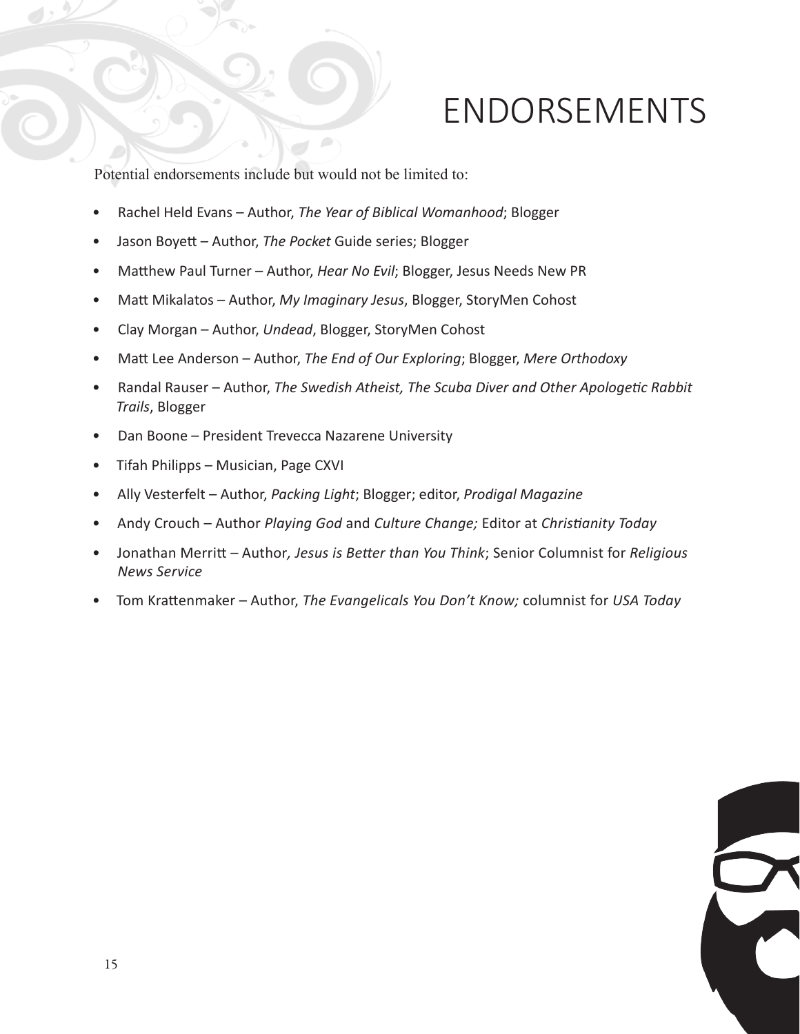# ENDORSEMENTS

Potential endorsements include but would not be limited to:

- Rachel Held Evans – Author, *The Year of Biblical Womanhood*; Blogger
- Jason Boyett – Author, *The Pocket* Guide series; Blogger
- Matthew Paul Turner – Author, *Hear No Evil*; Blogger, Jesus Needs New PR
- Matt Mikalatos – Author, *My Imaginary Jesus*, Blogger, StoryMen Cohost
- Clay Morgan – Author, *Undead*, Blogger, StoryMen Cohost
- Matt Lee Anderson – Author, *The End of Our Exploring*; Blogger, *Mere Orthodoxy*
- Randal Rauser – Author, *The Swedish Atheist, The Scuba Diver and Other Apologetic Rabbit Trails*, Blogger
- Dan Boone – President Trevecca Nazarene University
- Tifah Philipps – Musician, Page CXVI
- Ally Vesterfelt – Author, *Packing Light*; Blogger; editor, *Prodigal Magazine*
- Andy Crouch – Author *Playing God* and *Culture Change;* Editor at *Christianity Today*
- Jonathan Merritt – Author*, Jesus is Better than You Think*; Senior Columnist for *Religious News Service*
- Tom Krattenmaker – Author, *The Evangelicals You Don't Know;* columnist for *USA Today*